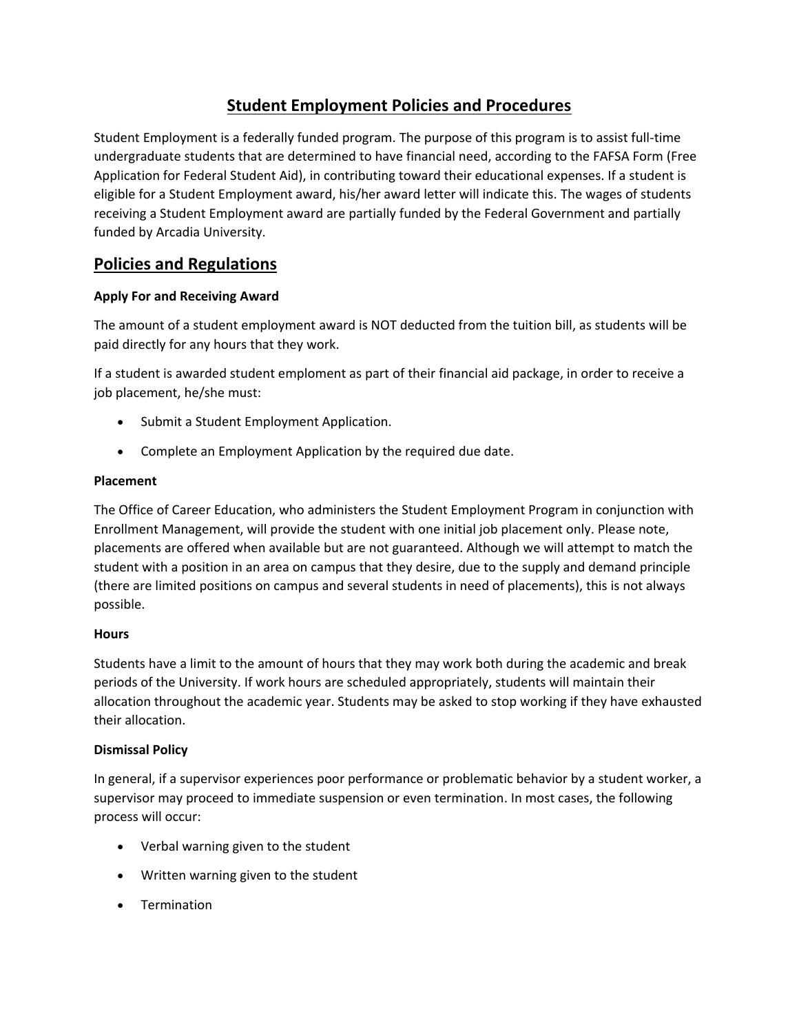# Student Employment Policies and Procedures

Student Employment is a federally funded program. The purpose of this program is to assist full-time undergraduate students that are determined to have financial need, according to the FAFSA Form (Free Application for Federal Student Aid), in contributing toward their educational expenses. If a student is eligible for a Student Employment award, his/her award letter will indicate this. The wages of students receiving a Student Employment award are partially funded by the Federal Government and partially funded by Arcadia University.

## Policies and Regulations

**Apply For and Receiving Award**

The amount of a student employment award is NOT deducted from the tuition bill, as students will be paid directly for any hours that they work.

If a student is awarded student emploment as part of their financial aid package, in order to receive a job placement, he/she must:

- Submit a Student Employment Application.
- Complete an Employment Application by the required due date.

**Placement**

The Office of Career Education, who administers the Student Employment Program in conjunction with Enrollment Management, will provide the student with one initial job placement only. Please note, placements are offered when available but are not guaranteed. Although we will attempt to match the student with a position in an area on campus that they desire, due to the supply and demand principle (there are limited positions on campus and several students in need of placements), this is not always possible.

**Hours**

Students have a limit to the amount of hours that they may work both during the academic and break periods of the University. If work hours are scheduled appropriately, students will maintain their allocation throughout the academic year. Students may be asked to stop working if they have exhausted their allocation.

**Dismissal Policy**

In general, if a supervisor experiences poor performance or problematic behavior by a student worker, a supervisor may proceed to immediate suspension or even termination. In most cases, the following process will occur:

- Verbal warning given to the student
- Written warning given to the student
- Termination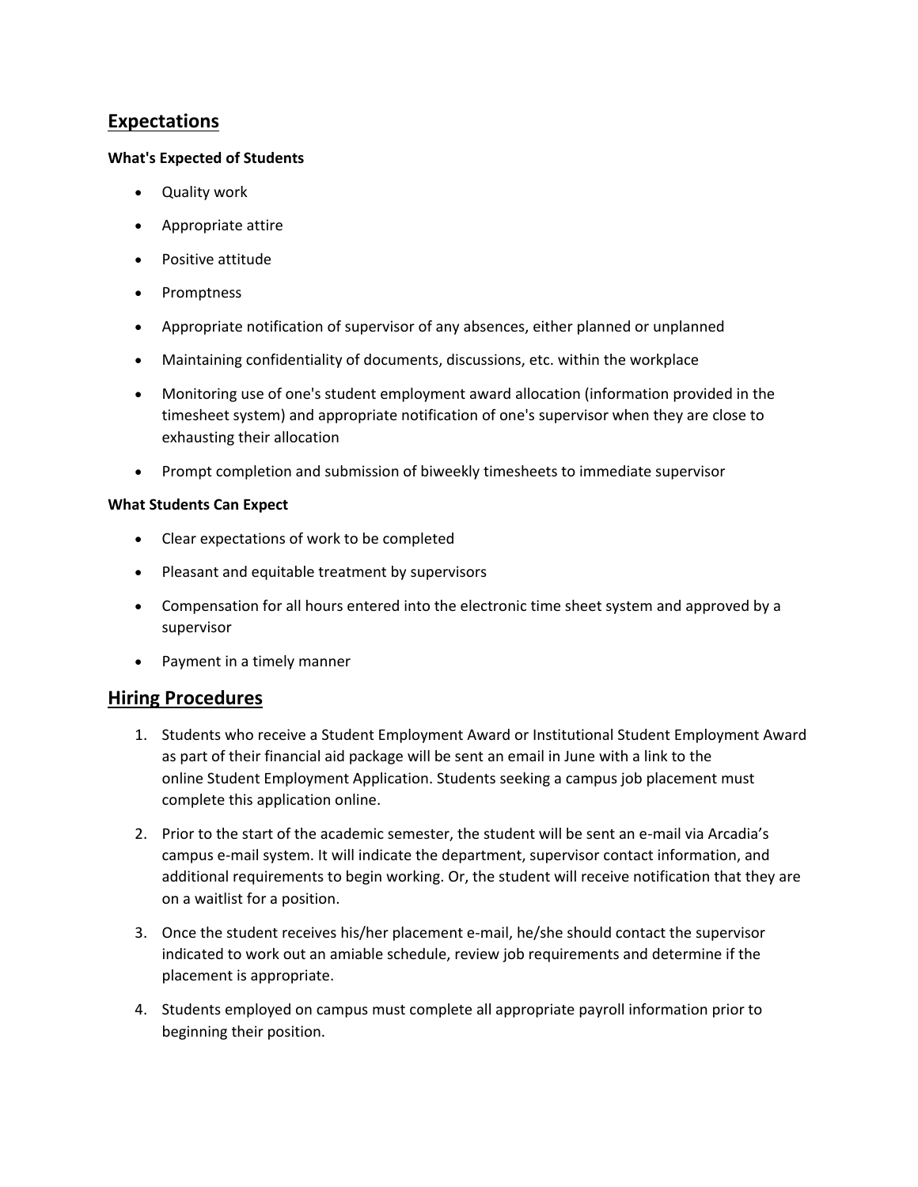## Expectations

**What's Expected of Students**

- Quality work
- Appropriate attire
- Positive attitude
- Promptness
- Appropriate notification of supervisor of any absences, either planned or unplanned
- Maintaining confidentiality of documents, discussions, etc. within the workplace
- Monitoring use of one's student employment award allocation (information provided in the timesheet system) and appropriate notification of one's supervisor when they are close to exhausting their allocation
- Prompt completion and submission of biweekly timesheets to immediate supervisor

**What Students Can Expect**

- Clear expectations of work to be completed
- Pleasant and equitable treatment by supervisors
- Compensation for all hours entered into the electronic time sheet system and approved by a supervisor
- Payment in a timely manner

## Hiring Procedures

1. Students who receive a Student Employment Award or Institutional Student Employment Award as part of their financial aid package will be sent an email in June with a link to the online Student Employment Application. Students seeking a campus job placement must complete this application online.
2. Prior to the start of the academic semester, the student will be sent an e-mail via Arcadia's campus e-mail system. It will indicate the department, supervisor contact information, and additional requirements to begin working. Or, the student will receive notification that they are on a waitlist for a position.
3. Once the student receives his/her placement e-mail, he/she should contact the supervisor indicated to work out an amiable schedule, review job requirements and determine if the placement is appropriate.
4. Students employed on campus must complete all appropriate payroll information prior to beginning their position.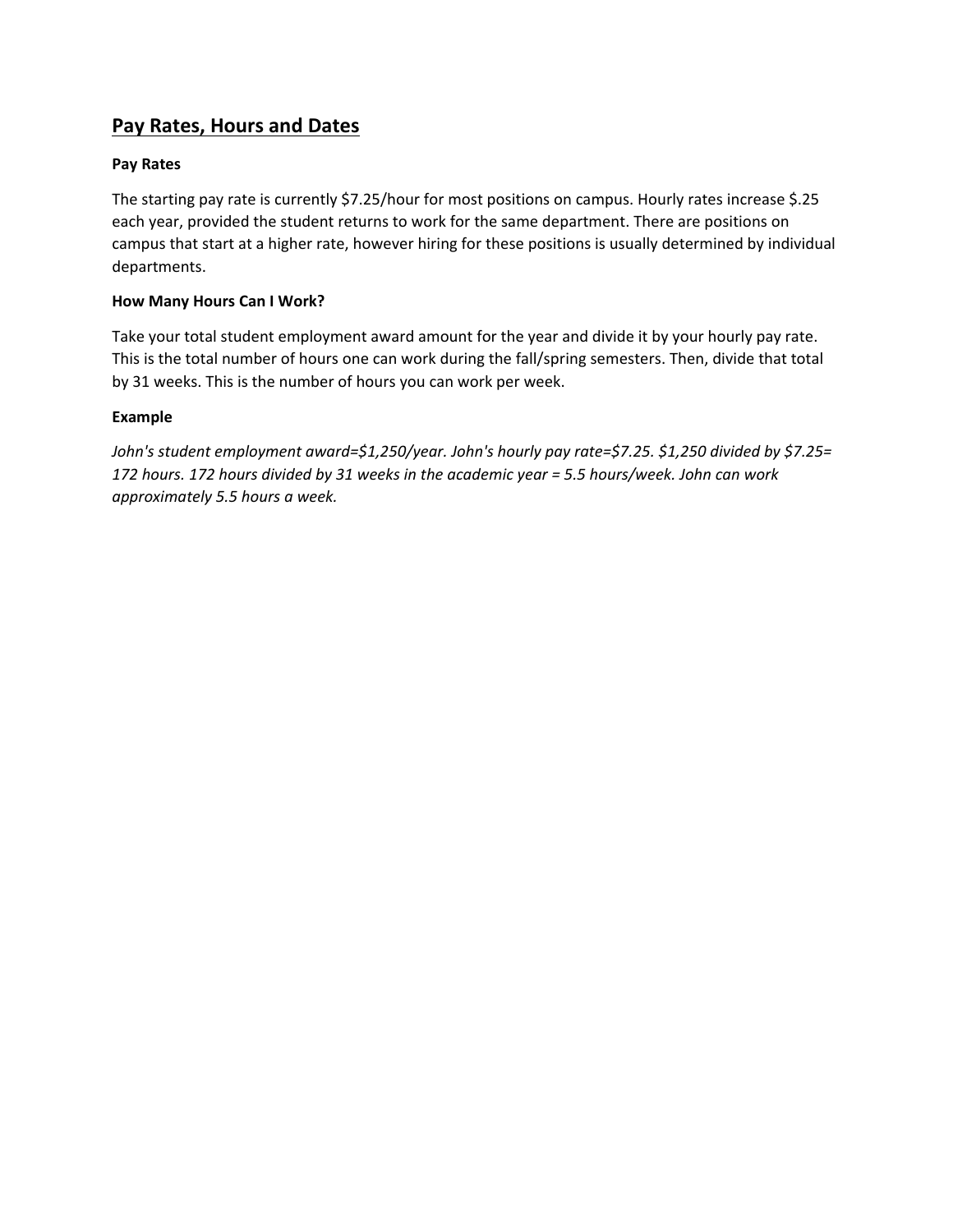## Pay Rates, Hours and Dates

**Pay Rates**

The starting pay rate is currently $7.25/hour for most positions on campus. Hourly rates increase $.25 each year, provided the student returns to work for the same department. There are positions on campus that start at a higher rate, however hiring for these positions is usually determined by individual departments.

**How Many Hours Can I Work?**

Take your total student employment award amount for the year and divide it by your hourly pay rate. This is the total number of hours one can work during the fall/spring semesters. Then, divide that total by 31 weeks. This is the number of hours you can work per week.

**Example**

*John's student employment award=$1,250/year. John's hourly pay rate=$7.25. $1,250 divided by $7.25= 172 hours. 172 hours divided by 31 weeks in the academic year = 5.5 hours/week. John can work approximately 5.5 hours a week.*